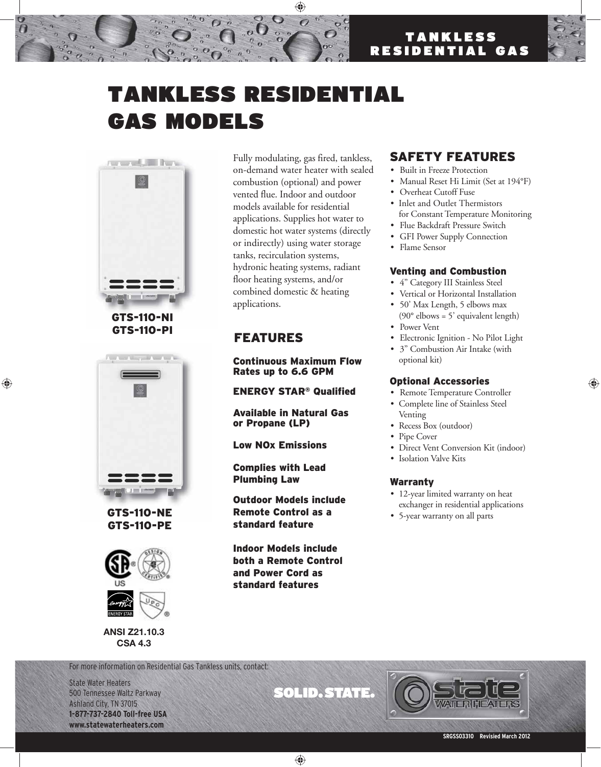TANKLESS RESIDENTIAL GAS

# TANKLESS RESIDENTIAL GAS MODELS

GTS-110-NI
GTS-110-PI

GTS-110-NE
GTS-110-PE

ANSI Z21.10.3
CSA 4.3

Fully modulating, gas fired, tankless, on-demand water heater with sealed combustion (optional) and power vented flue. Indoor and outdoor models available for residential applications. Supplies hot water to domestic hot water systems (directly or indirectly) using water storage tanks, recirculation systems, hydronic heating systems, radiant floor heating systems, and/or combined domestic & heating applications.

## FEATURES

**Continuous Maximum Flow Rates up to 6.6 GPM**

**ENERGY STAR® Qualified**

**Available in Natural Gas or Propane (LP)**

**Low NOx Emissions**

**Complies with Lead Plumbing Law**

**Outdoor Models include Remote Control as a standard feature**

**Indoor Models include both a Remote Control and Power Cord as standard features**

## SAFETY FEATURES

- Built in Freeze Protection
- Manual Reset Hi Limit (Set at 194°F)
- Overheat Cutoff Fuse
- Inlet and Outlet Thermistors for Constant Temperature Monitoring
- Flue Backdraft Pressure Switch
- GFI Power Supply Connection
- Flame Sensor

### Venting and Combustion

- 4" Category III Stainless Steel
- Vertical or Horizontal Installation
- 50' Max Length, 5 elbows max (90° elbows = 5' equivalent length)
- Power Vent
- Electronic Ignition - No Pilot Light
- 3" Combustion Air Intake (with optional kit)

### Optional Accessories

- Remote Temperature Controller
- Complete line of Stainless Steel Venting
- Recess Box (outdoor)
- Pipe Cover
- Direct Vent Conversion Kit (indoor)
- Isolation Valve Kits

### Warranty

- 12-year limited warranty on heat exchanger in residential applications
- 5-year warranty on all parts

For more information on Residential Gas Tankless units, contact:

State Water Heaters
500 Tennessee Waltz Parkway
Ashland City, TN 37015
**1-877-737-2840 Toll-free USA**
**www.statewaterheaters.com**

SOLID. STATE.

SRGSS03310 Revised March 2012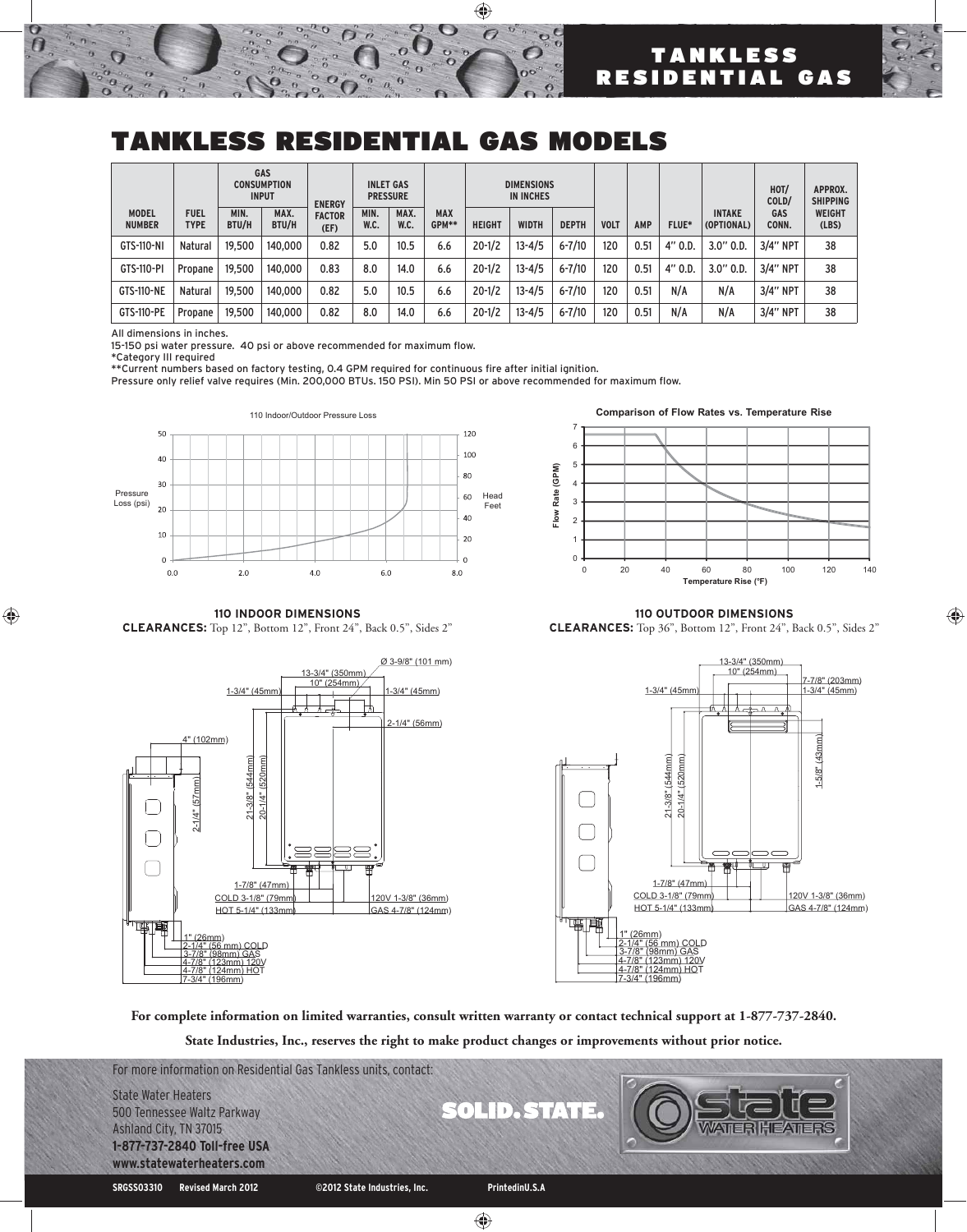# TANKLESS RESIDENTIAL GAS MODELS

| MODEL NUMBER | FUEL TYPE | GAS CONSUMPTION INPUT | | ENERGY FACTOR (EF) | INLET GAS PRESSURE | | MAX GPM** | DIMENSIONS IN INCHES | | | VOLT | AMP | FLUE* | INTAKE (OPTIONAL) | HOT/ COLD/ GAS CONN. | APPROX. SHIPPING WEIGHT (LBS) |
|---|---|---|---|---|---|---|---|---|---|---|---|---|---|---|---|---|
| | | MIN. BTU/H | MAX. BTU/H | | MIN. W.C. | MAX. W.C. | | HEIGHT | WIDTH | DEPTH | | | | | | |
| GTS-110-NI | Natural | 19,500 | 140,000 | 0.82 | 5.0 | 10.5 | 6.6 | 20-1/2 | 13-4/5 | 6-7/10 | 120 | 0.51 | 4" O.D. | 3.0" O.D. | 3/4" NPT | 38 |
| GTS-110-PI | Propane | 19,500 | 140,000 | 0.83 | 8.0 | 14.0 | 6.6 | 20-1/2 | 13-4/5 | 6-7/10 | 120 | 0.51 | 4" O.D. | 3.0" O.D. | 3/4" NPT | 38 |
| GTS-110-NE | Natural | 19,500 | 140,000 | 0.82 | 5.0 | 10.5 | 6.6 | 20-1/2 | 13-4/5 | 6-7/10 | 120 | 0.51 | N/A | N/A | 3/4" NPT | 38 |
| GTS-110-PE | Propane | 19,500 | 140,000 | 0.82 | 8.0 | 14.0 | 6.6 | 20-1/2 | 13-4/5 | 6-7/10 | 120 | 0.51 | N/A | N/A | 3/4" NPT | 38 |

All dimensions in inches.
15-150 psi water pressure. 40 psi or above recommended for maximum flow.
*Category III required
**Current numbers based on factory testing, 0.4 GPM required for continuous fire after initial ignition.
Pressure only relief valve requires (Min. 200,000 BTUs. 150 PSI). Min 50 PSI or above recommended for maximum flow.

110 Indoor/Outdoor Pressure Loss

Pressure Loss (psi)
Head Feet
0, 10, 20, 30, 40, 50
0, 20, 40, 60, 80, 100, 120
0.0, 2.0, 4.0, 6.0, 8.0

Comparison of Flow Rates vs. Temperature Rise

Flow Rate (GPM)
Temperature Rise (°F)
0, 1, 2, 3, 4, 5, 6, 7
0, 20, 40, 60, 80, 100, 120, 140

**110 INDOOR DIMENSIONS**
**CLEARANCES:** Top 12", Bottom 12", Front 24", Back 0.5", Sides 2"

Ø 3-9/8" (101 mm)
13-3/4" (350mm)
10" (254mm)
1-3/4" (45mm)
1-3/4" (45mm)
2-1/4" (56mm)
4" (102mm)
2-1/4" (57mm)
21-3/8" (544mm)
20-1/4" (520mm)
1-7/8" (47mm)
COLD 3-1/8" (79mm)
HOT 5-1/4" (133mm)
120V 1-3/8" (36mm)
GAS 4-7/8" (124mm)
1" (26mm)
2-1/4" (56 mm) COLD
3-7/8" (98mm) GAS
4-7/8" (123mm) 120V
4-7/8" (124mm) HOT
7-3/4" (196mm)

**110 OUTDOOR DIMENSIONS**
**CLEARANCES:** Top 36", Bottom 12", Front 24", Back 0.5", Sides 2"

13-3/4" (350mm)
10" (254mm)
7-7/8" (203mm)
1-3/4" (45mm)
1-3/4" (45mm)
21-3/8" (544mm)
20-1/4" (520mm)
1-5/8" (43mm)
1-7/8" (47mm)
COLD 3-1/8" (79mm)
HOT 5-1/4" (133mm)
120V 1-3/8" (36mm)
GAS 4-7/8" (124mm)
1" (26mm)
2-1/4" (56 mm) COLD
3-7/8" (98mm) GAS
4-7/8" (123mm) 120V
4-7/8" (124mm) HOT
7-3/4" (196mm)

**For complete information on limited warranties, consult written warranty or contact technical support at 1-877-737-2840.**

**State Industries, Inc., reserves the right to make product changes or improvements without prior notice.**

For more information on Residential Gas Tankless units, contact:

State Water Heaters
500 Tennessee Waltz Parkway
Ashland City, TN 37015
**1-877-737-2840 Toll-free USA**
**www.statewaterheaters.com**

SOLID. STATE.

state WATER HEATERS

SRGSS03310 Revised March 2012 ©2012 State Industries, Inc. PrintedinU.S.A